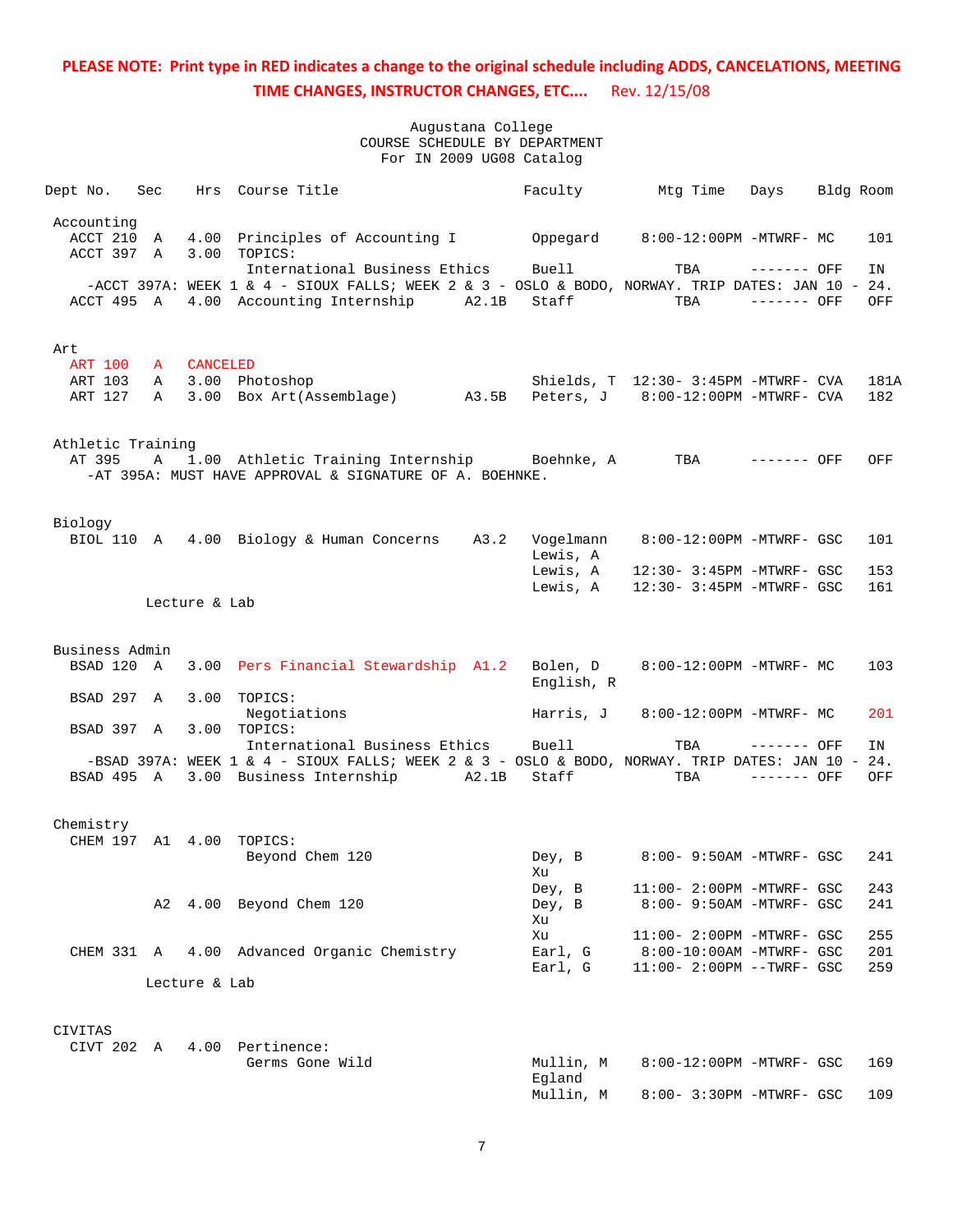**PLEASE NOTE: Print type in RED indicates a change to the original schedule including ADDS, CANCELATIONS, MEETING TIME CHANGES, INSTRUCTOR CHANGES, ETC....** Rev. 12/15/08

Augustana College
COURSE SCHEDULE BY DEPARTMENT
For IN 2009 UG08 Catalog

| Dept No. | Sec | Hrs | Course Title | | Faculty | Mtg Time | Days | Bldg | Room |
|---|---|---|---|---|---|---|---|---|---|
| **Accounting** | | | | | | | | | |
| ACCT 210 | A | 4.00 | Principles of Accounting I | | Oppegard | 8:00-12:00PM | -MTWRF- | MC | 101 |
| ACCT 397 | A | 3.00 | TOPICS: | | | | | | |
| | | | International Business Ethics | | Buell | TBA | ------- | OFF | IN |
| -ACCT 397A: WEEK 1 & 4 - SIOUX FALLS; WEEK 2 & 3 - OSLO & BODO, NORWAY. TRIP DATES: JAN 10 - 24. | | | | | | | | | |
| ACCT 495 | A | 4.00 | Accounting Internship | A2.1B | Staff | TBA | ------- | OFF | OFF |
| **Art** | | | | | | | | | |
| ART 100 | A | CANCELED | | | | | | | |
| ART 103 | A | 3.00 | Photoshop | | Shields, T | 12:30- 3:45PM | -MTWRF- | CVA | 181A |
| ART 127 | A | 3.00 | Box Art(Assemblage) | A3.5B | Peters, J | 8:00-12:00PM | -MTWRF- | CVA | 182 |
| **Athletic Training** | | | | | | | | | |
| AT 395 | A | 1.00 | Athletic Training Internship | | Boehnke, A | TBA | ------- | OFF | OFF |
| -AT 395A: MUST HAVE APPROVAL & SIGNATURE OF A. BOEHNKE. | | | | | | | | | |
| **Biology** | | | | | | | | | |
| BIOL 110 | A | 4.00 | Biology & Human Concerns | A3.2 | Vogelmann | 8:00-12:00PM | -MTWRF- | GSC | 101 |
| | | | | | Lewis, A | | | | |
| | | | | | Lewis, A | 12:30- 3:45PM | -MTWRF- | GSC | 153 |
| | | | | | Lewis, A | 12:30- 3:45PM | -MTWRF- | GSC | 161 |
| | | | Lecture & Lab | | | | | | |
| **Business Admin** | | | | | | | | | |
| BSAD 120 | A | 3.00 | Pers Financial Stewardship | A1.2 | Bolen, D | 8:00-12:00PM | -MTWRF- | MC | 103 |
| | | | | | English, R | | | | |
| BSAD 297 | A | 3.00 | TOPICS: | | | | | | |
| | | | Negotiations | | Harris, J | 8:00-12:00PM | -MTWRF- | MC | 201 |
| BSAD 397 | A | 3.00 | TOPICS: | | | | | | |
| | | | International Business Ethics | | Buell | TBA | ------- | OFF | IN |
| -BSAD 397A: WEEK 1 & 4 - SIOUX FALLS; WEEK 2 & 3 - OSLO & BODO, NORWAY. TRIP DATES: JAN 10 - 24. | | | | | | | | | |
| BSAD 495 | A | 3.00 | Business Internship | A2.1B | Staff | TBA | ------- | OFF | OFF |
| **Chemistry** | | | | | | | | | |
| CHEM 197 | A1 | 4.00 | TOPICS: | | | | | | |
| | | | Beyond Chem 120 | | Dey, B | 8:00- 9:50AM | -MTWRF- | GSC | 241 |
| | | | | | Xu | | | | |
| | | | | | Dey, B | 11:00- 2:00PM | -MTWRF- | GSC | 243 |
| | A2 | 4.00 | Beyond Chem 120 | | Dey, B | 8:00- 9:50AM | -MTWRF- | GSC | 241 |
| | | | | | Xu | | | | |
| | | | | | Xu | 11:00- 2:00PM | -MTWRF- | GSC | 255 |
| CHEM 331 | A | 4.00 | Advanced Organic Chemistry | | Earl, G | 8:00-10:00AM | -MTWRF- | GSC | 201 |
| | | | | | Earl, G | 11:00- 2:00PM | --TWRF- | GSC | 259 |
| | | | Lecture & Lab | | | | | | |
| **CIVITAS** | | | | | | | | | |
| CIVT 202 | A | 4.00 | Pertinence: | | | | | | |
| | | | Germs Gone Wild | | Mullin, M | 8:00-12:00PM | -MTWRF- | GSC | 169 |
| | | | | | Egland | | | | |
| | | | | | Mullin, M | 8:00- 3:30PM | -MTWRF- | GSC | 109 |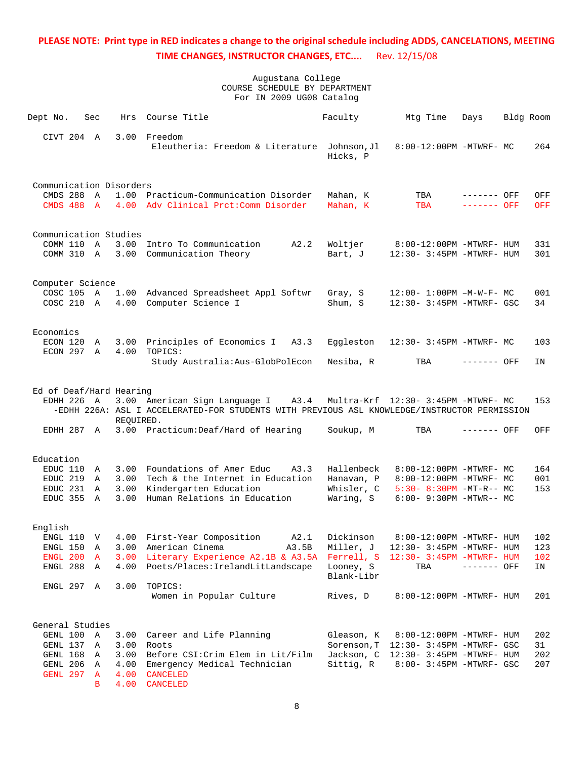**PLEASE NOTE: Print type in RED indicates a change to the original schedule including ADDS, CANCELATIONS, MEETING TIME CHANGES, INSTRUCTOR CHANGES, ETC....** Rev. 12/15/08

Augustana College
COURSE SCHEDULE BY DEPARTMENT
For IN 2009 UG08 Catalog

| Dept No. | Sec | Hrs | Course Title | | Faculty | Mtg Time | Days | Bldg | Room |
|---|---|---|---|---|---|---|---|---|---|
| CIVT 204 | A | 3.00 | Freedom | | | | | | |
| | | | Eleutheria: Freedom & Literature | | Johnson,Jl<br>Hicks, P | 8:00-12:00PM | -MTWRF- | MC | 264 |
| **Communication Disorders** | | | | | | | | | |
| CMDS 288 | A | 1.00 | Practicum-Communication Disorder | | Mahan, K | TBA | ------- | OFF | OFF |
| CMDS 488 | A | 4.00 | Adv Clinical Prct:Comm Disorder | | Mahan, K | TBA | ------- | OFF | OFF |
| **Communication Studies** | | | | | | | | | |
| COMM 110 | A | 3.00 | Intro To Communication | A2.2 | Woltjer | 8:00-12:00PM | -MTWRF- | HUM | 331 |
| COMM 310 | A | 3.00 | Communication Theory | | Bart, J | 12:30- 3:45PM | -MTWRF- | HUM | 301 |
| **Computer Science** | | | | | | | | | |
| COSC 105 | A | 1.00 | Advanced Spreadsheet Appl Softwr | | Gray, S | 12:00- 1:00PM | –M-W-F- | MC | 001 |
| COSC 210 | A | 4.00 | Computer Science I | | Shum, S | 12:30- 3:45PM | -MTWRF- | GSC | 34 |
| **Economics** | | | | | | | | | |
| ECON 120 | A | 3.00 | Principles of Economics I | A3.3 | Eggleston | 12:30- 3:45PM | -MTWRF- | MC | 103 |
| ECON 297 | A | 4.00 | TOPICS: | | | | | | |
| | | | Study Australia:Aus-GlobPolEcon | | Nesiba, R | TBA | ------- | OFF | IN |
| **Ed of Deaf/Hard Hearing** | | | | | | | | | |
| EDHH 226 | A | 3.00 | American Sign Language I | A3.4 | Multra-Krf | 12:30- 3:45PM | -MTWRF- | MC | 153 |
| -EDHH 226A: ASL I ACCELERATED-FOR STUDENTS WITH PREVIOUS ASL KNOWLEDGE/INSTRUCTOR PERMISSION REQUIRED. | | | | | | | | | |
| EDHH 287 | A | 3.00 | Practicum:Deaf/Hard of Hearing | | Soukup, M | TBA | ------- | OFF | OFF |
| **Education** | | | | | | | | | |
| EDUC 110 | A | 3.00 | Foundations of Amer Educ | A3.3 | Hallenbeck | 8:00-12:00PM | -MTWRF- | MC | 164 |
| EDUC 219 | A | 3.00 | Tech & the Internet in Education | | Hanavan, P | 8:00-12:00PM | -MTWRF- | MC | 001 |
| EDUC 231 | A | 3.00 | Kindergarten Education | | Whisler, C | 5:30- 8:30PM | -MT-R-- | MC | 153 |
| EDUC 355 | A | 3.00 | Human Relations in Education | | Waring, S | 6:00- 9:30PM | -MTWR-- | MC | |
| **English** | | | | | | | | | |
| ENGL 110 | V | 4.00 | First-Year Composition | A2.1 | Dickinson | 8:00-12:00PM | -MTWRF- | HUM | 102 |
| ENGL 150 | A | 3.00 | American Cinema | A3.5B | Miller, J | 12:30- 3:45PM | -MTWRF- | HUM | 123 |
| ENGL 200 | A | 3.00 | Literary Experience A2.1B & A3.5A | | Ferrell, S | 12:30- 3:45PM | -MTWRF- | HUM | 102 |
| ENGL 288 | A | 4.00 | Poets/Places:IrelandLitLandscape | | Looney, S<br>Blank-Libr | TBA | ------- | OFF | IN |
| ENGL 297 | A | 3.00 | TOPICS: | | | | | | |
| | | | Women in Popular Culture | | Rives, D | 8:00-12:00PM | -MTWRF- | HUM | 201 |
| **General Studies** | | | | | | | | | |
| GENL 100 | A | 3.00 | Career and Life Planning | | Gleason, K | 8:00-12:00PM | -MTWRF- | HUM | 202 |
| GENL 137 | A | 3.00 | Roots | | Sorenson,T | 12:30- 3:45PM | -MTWRF- | GSC | 31 |
| GENL 168 | A | 3.00 | Before CSI:Crim Elem in Lit/Film | | Jackson, C | 12:30- 3:45PM | -MTWRF- | HUM | 202 |
| GENL 206 | A | 4.00 | Emergency Medical Technician | | Sittig, R | 8:00- 3:45PM | -MTWRF- | GSC | 207 |
| GENL 297 | A | 4.00 | CANCELED | | | | | | |
| | B | 4.00 | CANCELED | | | | | | |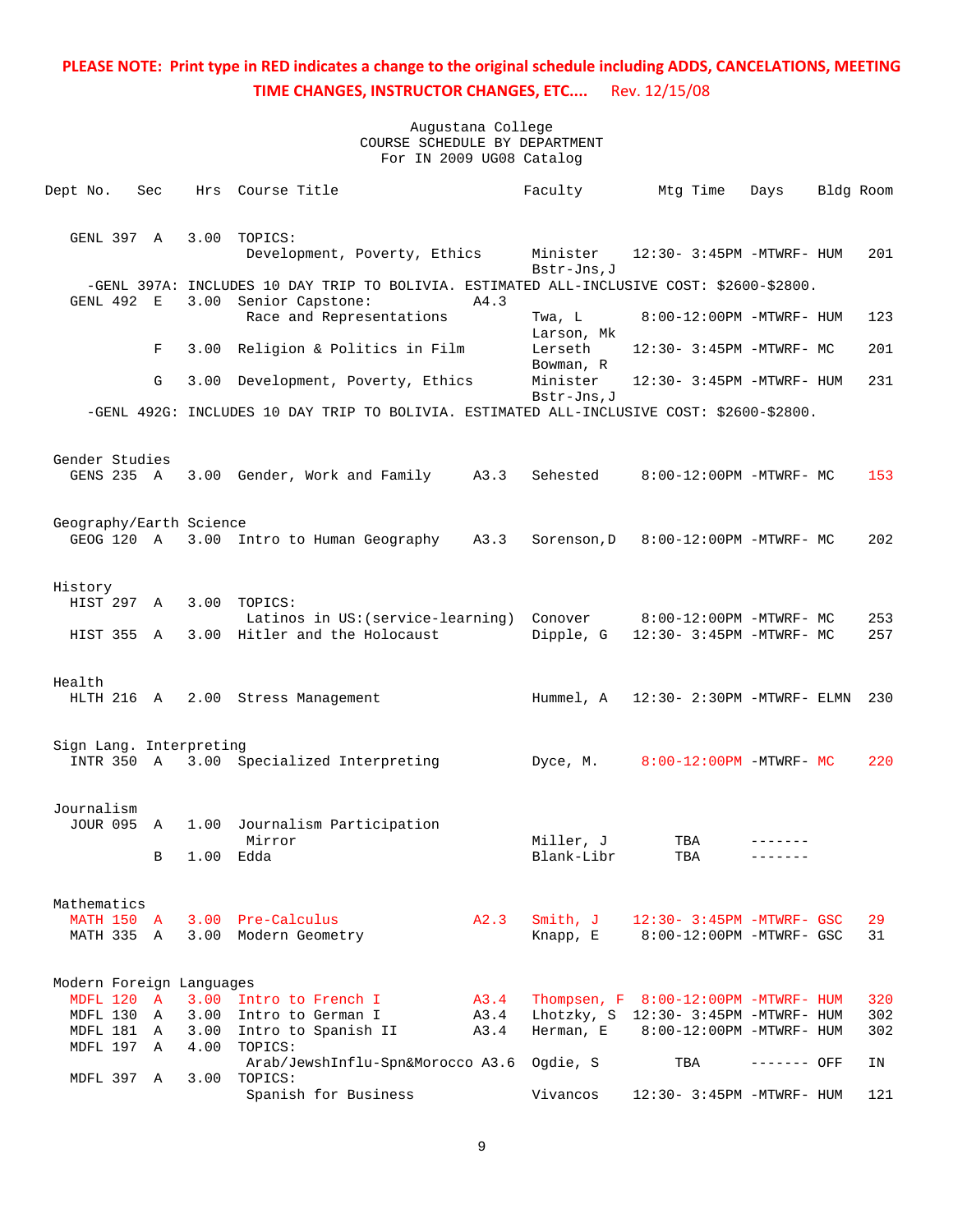**PLEASE NOTE: Print type in RED indicates a change to the original schedule including ADDS, CANCELATIONS, MEETING TIME CHANGES, INSTRUCTOR CHANGES, ETC....** Rev. 12/15/08

Augustana College
COURSE SCHEDULE BY DEPARTMENT
For IN 2009 UG08 Catalog

| Dept | No. | Sec | Hrs | Course Title | | Faculty | Mtg Time | Days | Bldg | Room |
|---|---|---|---|---|---|---|---|---|---|---|
| GENL | 397 | A | 3.00 | TOPICS: Development, Poverty, Ethics | | Minister Bstr-Jns,J | 12:30- 3:45PM | -MTWRF- | HUM | 201 |
| -GENL 397A: INCLUDES 10 DAY TRIP TO BOLIVIA. ESTIMATED ALL-INCLUSIVE COST: $2600-$2800. | | | | | | | | | | |
| GENL | 492 | E | 3.00 | Senior Capstone: Race and Representations | A4.3 | Twa, L Larson, Mk | 8:00-12:00PM | -MTWRF- | HUM | 123 |
| | | F | 3.00 | Religion & Politics in Film | | Lerseth Bowman, R | 12:30- 3:45PM | -MTWRF- | MC | 201 |
| | | G | 3.00 | Development, Poverty, Ethics | | Minister Bstr-Jns,J | 12:30- 3:45PM | -MTWRF- | HUM | 231 |
| -GENL 492G: INCLUDES 10 DAY TRIP TO BOLIVIA. ESTIMATED ALL-INCLUSIVE COST: $2600-$2800. | | | | | | | | | | |
| **Gender Studies** | | | | | | | | | | |
| GENS | 235 | A | 3.00 | Gender, Work and Family | A3.3 | Sehested | 8:00-12:00PM | -MTWRF- | MC | 153 |
| **Geography/Earth Science** | | | | | | | | | | |
| GEOG | 120 | A | 3.00 | Intro to Human Geography | A3.3 | Sorenson,D | 8:00-12:00PM | -MTWRF- | MC | 202 |
| **History** | | | | | | | | | | |
| HIST | 297 | A | 3.00 | TOPICS: Latinos in US:(service-learning) | | Conover | 8:00-12:00PM | -MTWRF- | MC | 253 |
| HIST | 355 | A | 3.00 | Hitler and the Holocaust | | Dipple, G | 12:30- 3:45PM | -MTWRF- | MC | 257 |
| **Health** | | | | | | | | | | |
| HLTH | 216 | A | 2.00 | Stress Management | | Hummel, A | 12:30- 2:30PM | -MTWRF- | ELMN | 230 |
| **Sign Lang. Interpreting** | | | | | | | | | | |
| INTR | 350 | A | 3.00 | Specialized Interpreting | | Dyce, M. | 8:00-12:00PM | -MTWRF- | MC | 220 |
| **Journalism** | | | | | | | | | | |
| JOUR | 095 | A | 1.00 | Journalism Participation Mirror | | Miller, J | TBA | ------- | | |
| | | B | 1.00 | Edda | | Blank-Libr | TBA | ------- | | |
| **Mathematics** | | | | | | | | | | |
| MATH | 150 | A | 3.00 | Pre-Calculus | A2.3 | Smith, J | 12:30- 3:45PM | -MTWRF- | GSC | 29 |
| MATH | 335 | A | 3.00 | Modern Geometry | | Knapp, E | 8:00-12:00PM | -MTWRF- | GSC | 31 |
| **Modern Foreign Languages** | | | | | | | | | | |
| MDFL | 120 | A | 3.00 | Intro to French I | A3.4 | Thompsen, F | 8:00-12:00PM | -MTWRF- | HUM | 320 |
| MDFL | 130 | A | 3.00 | Intro to German I | A3.4 | Lhotzky, S | 12:30- 3:45PM | -MTWRF- | HUM | 302 |
| MDFL | 181 | A | 3.00 | Intro to Spanish II | A3.4 | Herman, E | 8:00-12:00PM | -MTWRF- | HUM | 302 |
| MDFL | 197 | A | 4.00 | TOPICS: Arab/JewshInflu-Spn&Morocco | A3.6 | Ogdie, S | TBA | ------- | OFF | IN |
| MDFL | 397 | A | 3.00 | TOPICS: Spanish for Business | | Vivancos | 12:30- 3:45PM | -MTWRF- | HUM | 121 |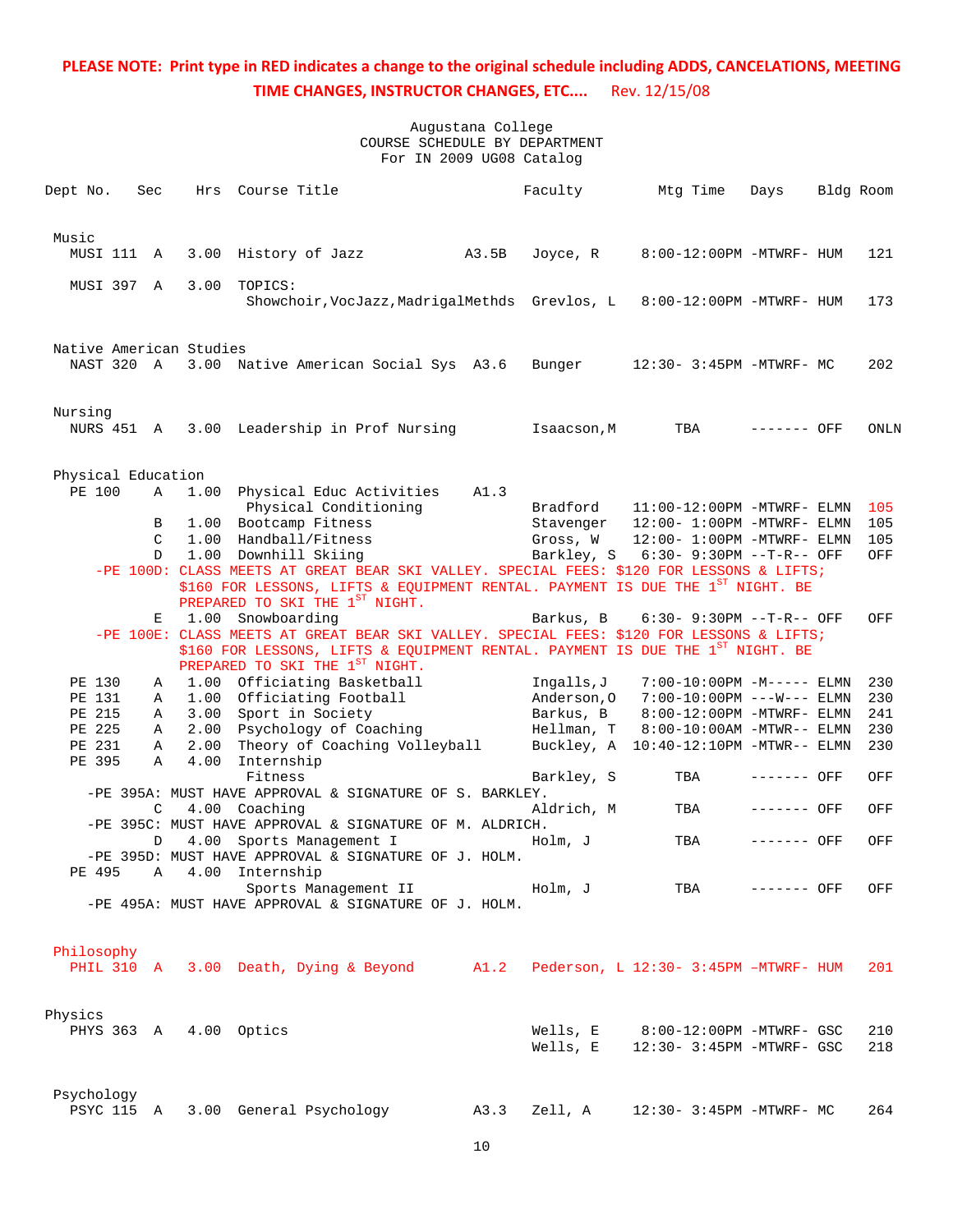**PLEASE NOTE: Print type in RED indicates a change to the original schedule including ADDS, CANCELATIONS, MEETING TIME CHANGES, INSTRUCTOR CHANGES, ETC....** Rev. 12/15/08

Augustana College
COURSE SCHEDULE BY DEPARTMENT
For IN 2009 UG08 Catalog

| Dept No. | Sec | Hrs | Course Title | | Faculty | Mtg Time | Days | Bldg | Room |
|---|---|---|---|---|---|---|---|---|---|
| **Music** | | | | | | | | | |
| MUSI 111 | A | 3.00 | History of Jazz | A3.5B | Joyce, R | 8:00-12:00PM | -MTWRF- | HUM | 121 |
| MUSI 397 | A | 3.00 | TOPICS: Showchoir,VocJazz,MadrigalMethds | | Grevlos, L | 8:00-12:00PM | -MTWRF- | HUM | 173 |
| **Native American Studies** | | | | | | | | | |
| NAST 320 | A | 3.00 | Native American Social Sys | A3.6 | Bunger | 12:30- 3:45PM | -MTWRF- | MC | 202 |
| **Nursing** | | | | | | | | | |
| NURS 451 | A | 3.00 | Leadership in Prof Nursing | | Isaacson,M | TBA | ------- | OFF | ONLN |
| **Physical Education** | | | | | | | | | |
| PE 100 | A | 1.00 | Physical Educ Activities / Physical Conditioning | A1.3 | Bradford | 11:00-12:00PM | -MTWRF- | ELMN | 105 |
| | B | 1.00 | Bootcamp Fitness | | Stavenger | 12:00- 1:00PM | -MTWRF- | ELMN | 105 |
| | C | 1.00 | Handball/Fitness | | Gross, W | 12:00- 1:00PM | -MTWRF- | ELMN | 105 |
| | D | 1.00 | Downhill Skiing | | Barkley, S | 6:30- 9:30PM | --T-R-- | OFF | OFF |
| -PE 100D: CLASS MEETS AT GREAT BEAR SKI VALLEY. SPECIAL FEES: $120 FOR LESSONS & LIFTS; $160 FOR LESSONS, LIFTS & EQUIPMENT RENTAL. PAYMENT IS DUE THE 1ST NIGHT. BE PREPARED TO SKI THE 1ST NIGHT. | | | | | | | | | |
| | E | 1.00 | Snowboarding | | Barkus, B | 6:30- 9:30PM | --T-R-- | OFF | OFF |
| -PE 100E: CLASS MEETS AT GREAT BEAR SKI VALLEY. SPECIAL FEES: $120 FOR LESSONS & LIFTS; $160 FOR LESSONS, LIFTS & EQUIPMENT RENTAL. PAYMENT IS DUE THE 1ST NIGHT. BE PREPARED TO SKI THE 1ST NIGHT. | | | | | | | | | |
| PE 130 | A | 1.00 | Officiating Basketball | | Ingalls,J | 7:00-10:00PM | -M----- | ELMN | 230 |
| PE 131 | A | 1.00 | Officiating Football | | Anderson,O | 7:00-10:00PM | ---W--- | ELMN | 230 |
| PE 215 | A | 3.00 | Sport in Society | | Barkus, B | 8:00-12:00PM | -MTWRF- | ELMN | 241 |
| PE 225 | A | 2.00 | Psychology of Coaching | | Hellman, T | 8:00-10:00AM | -MTWR-- | ELMN | 230 |
| PE 231 | A | 2.00 | Theory of Coaching Volleyball | | Buckley, A | 10:40-12:10PM | -MTWR-- | ELMN | 230 |
| PE 395 | A | 4.00 | Internship / Fitness | | Barkley, S | TBA | ------- | OFF | OFF |
| -PE 395A: MUST HAVE APPROVAL & SIGNATURE OF S. BARKLEY. | | | | | | | | | |
| | C | 4.00 | Coaching | | Aldrich, M | TBA | ------- | OFF | OFF |
| -PE 395C: MUST HAVE APPROVAL & SIGNATURE OF M. ALDRICH. | | | | | | | | | |
| | D | 4.00 | Sports Management I | | Holm, J | TBA | ------- | OFF | OFF |
| -PE 395D: MUST HAVE APPROVAL & SIGNATURE OF J. HOLM. | | | | | | | | | |
| PE 495 | A | 4.00 | Internship / Sports Management II | | Holm, J | TBA | ------- | OFF | OFF |
| -PE 495A: MUST HAVE APPROVAL & SIGNATURE OF J. HOLM. | | | | | | | | | |
| **Philosophy** | | | | | | | | | |
| PHIL 310 | A | 3.00 | Death, Dying & Beyond | A1.2 | Pederson, L | 12:30- 3:45PM | -MTWRF- | HUM | 201 |
| **Physics** | | | | | | | | | |
| PHYS 363 | A | 4.00 | Optics | | Wells, E | 8:00-12:00PM | -MTWRF- | GSC | 210 |
| | | | | | Wells, E | 12:30- 3:45PM | -MTWRF- | GSC | 218 |
| **Psychology** | | | | | | | | | |
| PSYC 115 | A | 3.00 | General Psychology | A3.3 | Zell, A | 12:30- 3:45PM | -MTWRF- | MC | 264 |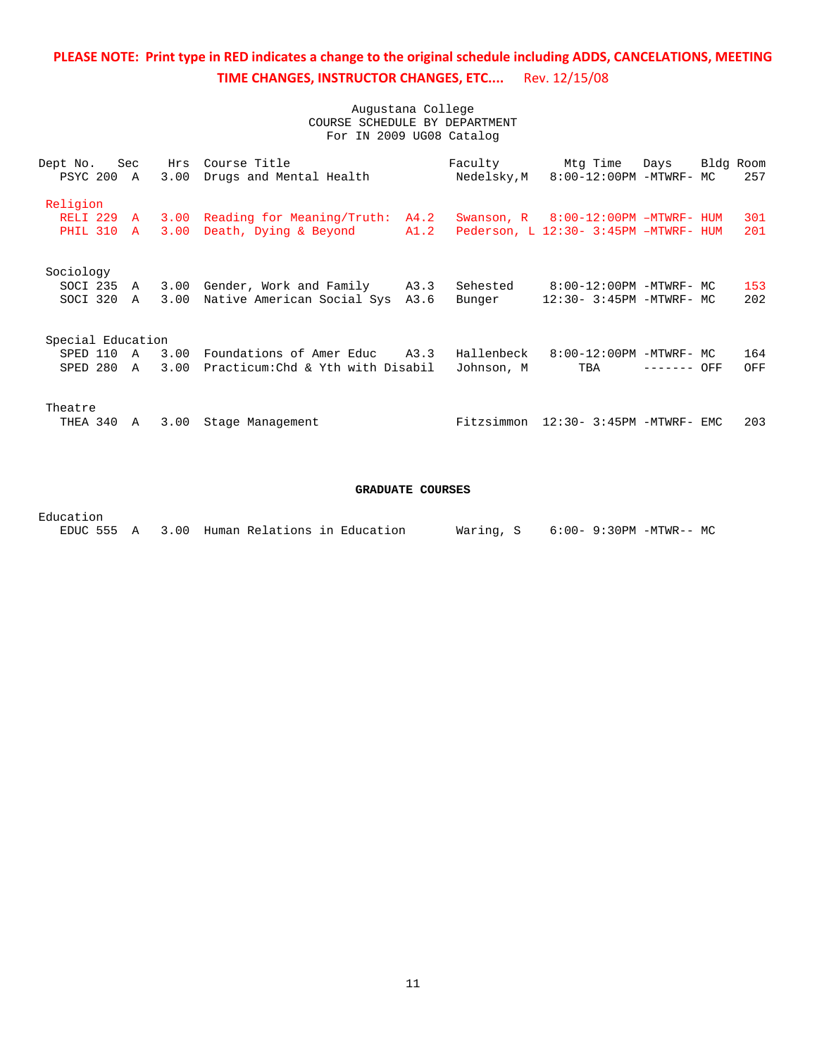**PLEASE NOTE: Print type in RED indicates a change to the original schedule including ADDS, CANCELATIONS, MEETING TIME CHANGES, INSTRUCTOR CHANGES, ETC....** Rev. 12/15/08

Augustana College
COURSE SCHEDULE BY DEPARTMENT
For IN 2009 UG08 Catalog

| Dept No. | Sec | Hrs | Course Title | | Faculty | Mtg Time | Days | Bldg | Room |
|---|---|---|---|---|---|---|---|---|---|
| PSYC 200 | A | 3.00 | Drugs and Mental Health | | Nedelsky,M | 8:00-12:00PM | -MTWRF- | MC | 257 |
| **Religion** | | | | | | | | | |
| RELI 229 | A | 3.00 | Reading for Meaning/Truth: | A4.2 | Swanson, R | 8:00-12:00PM | –MTWRF- | HUM | 301 |
| PHIL 310 | A | 3.00 | Death, Dying & Beyond | A1.2 | Pederson, L | 12:30- 3:45PM | –MTWRF- | HUM | 201 |
| **Sociology** | | | | | | | | | |
| SOCI 235 | A | 3.00 | Gender, Work and Family | A3.3 | Sehested | 8:00-12:00PM | -MTWRF- | MC | 153 |
| SOCI 320 | A | 3.00 | Native American Social Sys | A3.6 | Bunger | 12:30- 3:45PM | -MTWRF- | MC | 202 |
| **Special Education** | | | | | | | | | |
| SPED 110 | A | 3.00 | Foundations of Amer Educ | A3.3 | Hallenbeck | 8:00-12:00PM | -MTWRF- | MC | 164 |
| SPED 280 | A | 3.00 | Practicum:Chd & Yth with Disabil | | Johnson, M | TBA | ------- | OFF | OFF |
| **Theatre** | | | | | | | | | |
| THEA 340 | A | 3.00 | Stage Management | | Fitzsimmon | 12:30- 3:45PM | -MTWRF- | EMC | 203 |

## GRADUATE COURSES

| Dept No. | Sec | Hrs | Course Title | Faculty | Mtg Time | Days | Bldg | Room |
|---|---|---|---|---|---|---|---|---|
| **Education** | | | | | | | | |
| EDUC 555 | A | 3.00 | Human Relations in Education | Waring, S | 6:00- 9:30PM | -MTWR-- | MC | |